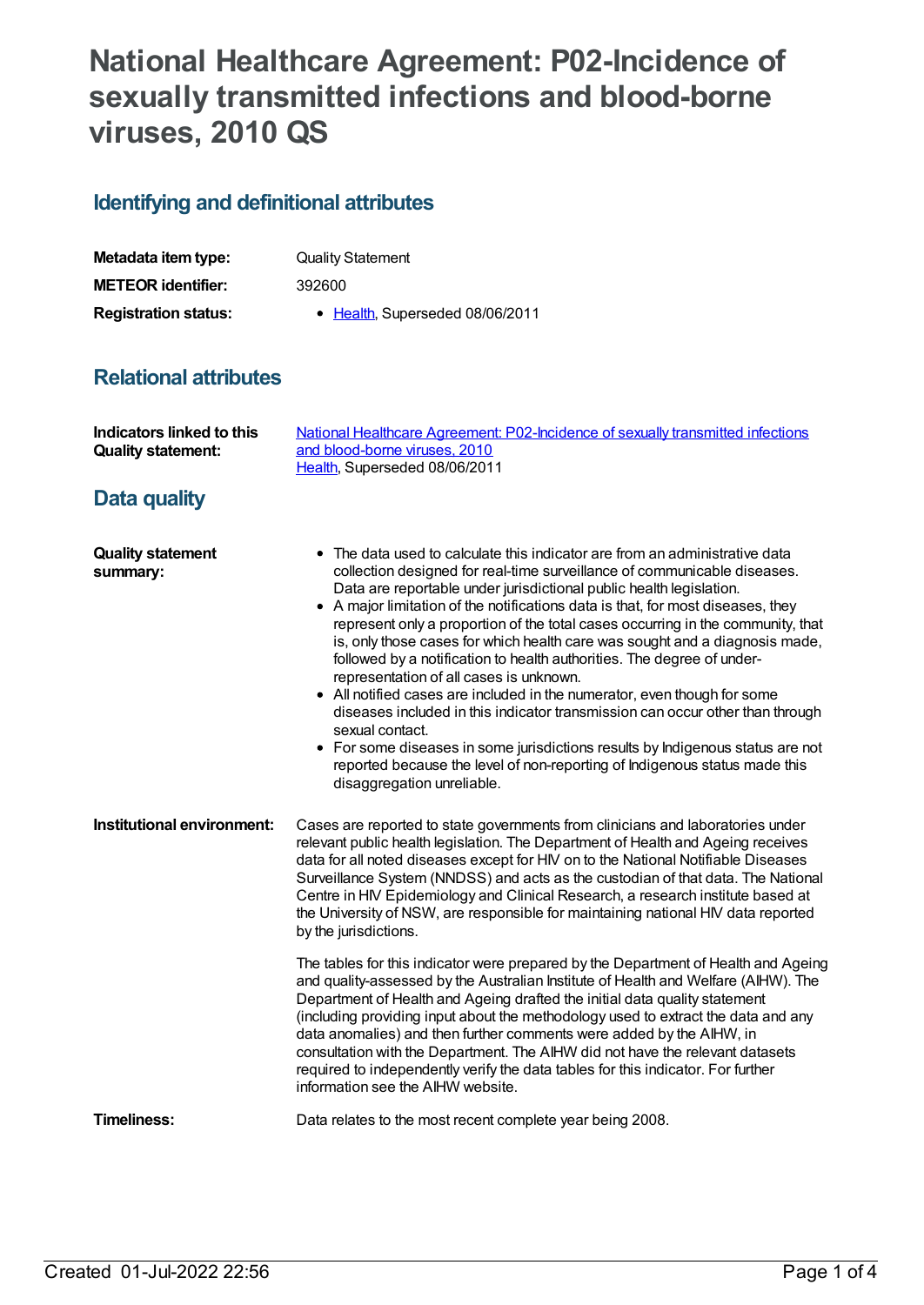# National Healthcare Agreement: P02-Incidence of sexually transmitted infections and blood-borne viruses, 2010 QS

## Identifying and definitional attributes

**Metadata item type:** Quality Statement

**METEOR identifier:** 392600

**Registration status:**
- Health, Superseded 08/06/2011

## Relational attributes

**Indicators linked to this Quality statement:** National Healthcare Agreement: P02-Incidence of sexually transmitted infections and blood-borne viruses, 2010
Health, Superseded 08/06/2011

## Data quality

**Quality statement summary:**

- The data used to calculate this indicator are from an administrative data collection designed for real-time surveillance of communicable diseases. Data are reportable under jurisdictional public health legislation.
- A major limitation of the notifications data is that, for most diseases, they represent only a proportion of the total cases occurring in the community, that is, only those cases for which health care was sought and a diagnosis made, followed by a notification to health authorities. The degree of under-representation of all cases is unknown.
- All notified cases are included in the numerator, even though for some diseases included in this indicator transmission can occur other than through sexual contact.
- For some diseases in some jurisdictions results by Indigenous status are not reported because the level of non-reporting of Indigenous status made this disaggregation unreliable.

**Institutional environment:**

Cases are reported to state governments from clinicians and laboratories under relevant public health legislation. The Department of Health and Ageing receives data for all noted diseases except for HIV on to the National Notifiable Diseases Surveillance System (NNDSS) and acts as the custodian of that data. The National Centre in HIV Epidemiology and Clinical Research, a research institute based at the University of NSW, are responsible for maintaining national HIV data reported by the jurisdictions.

The tables for this indicator were prepared by the Department of Health and Ageing and quality-assessed by the Australian Institute of Health and Welfare (AIHW). The Department of Health and Ageing drafted the initial data quality statement (including providing input about the methodology used to extract the data and any data anomalies) and then further comments were added by the AIHW, in consultation with the Department. The AIHW did not have the relevant datasets required to independently verify the data tables for this indicator. For further information see the AIHW website.

**Timeliness:**

Data relates to the most recent complete year being 2008.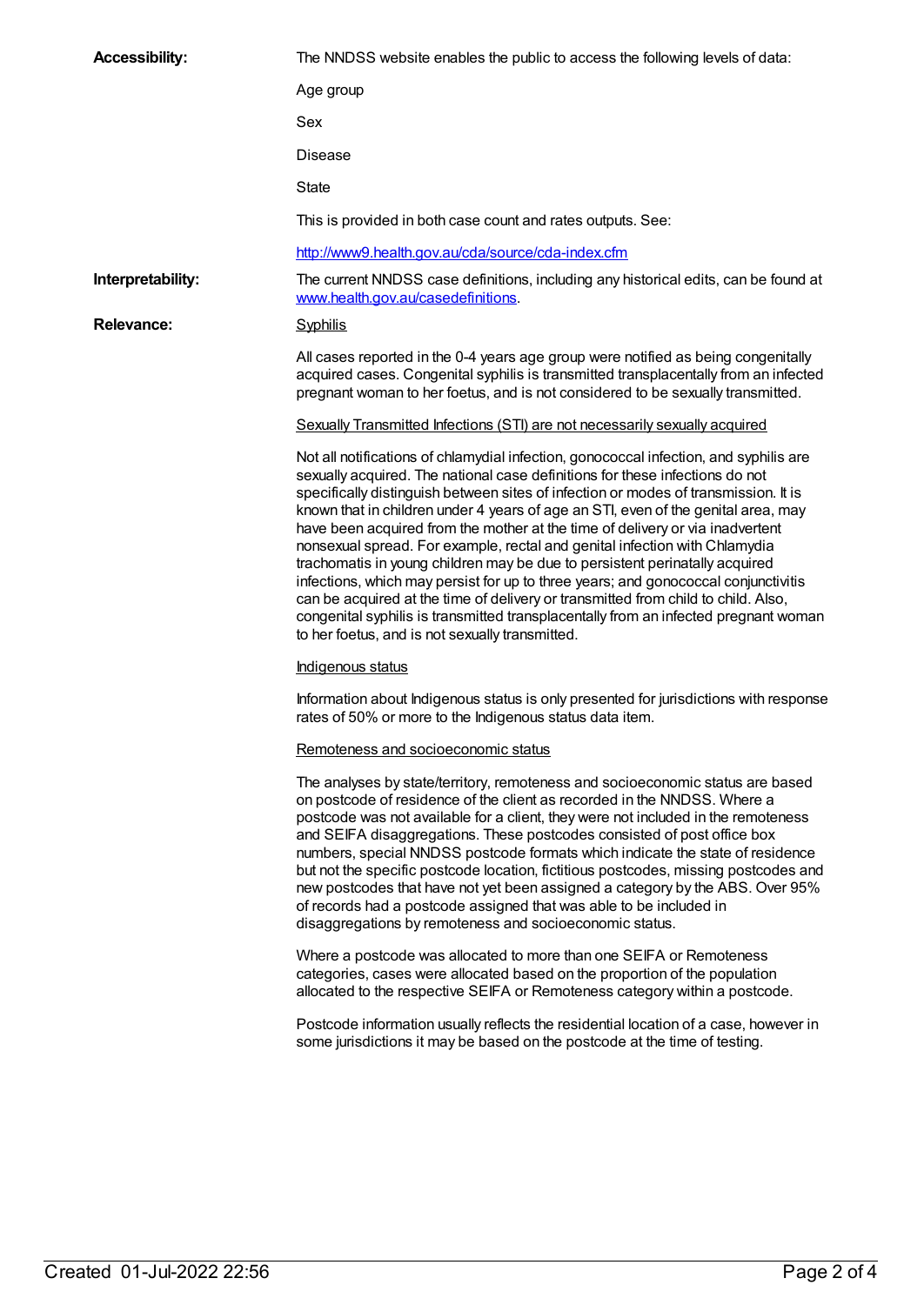**Accessibility:**

The NNDSS website enables the public to access the following levels of data:

Age group

Sex

Disease

State

This is provided in both case count and rates outputs. See:

[http://www9.health.gov.au/cda/source/cda-index.cfm](http://www9.health.gov.au/cda/source/cda-index.cfm)

**Interpretability:**

The current NNDSS case definitions, including any historical edits, can be found at [www.health.gov.au/casedefinitions](http://www.health.gov.au/casedefinitions).

**Relevance:**

Syphilis

All cases reported in the 0-4 years age group were notified as being congenitally acquired cases. Congenital syphilis is transmitted transplacentally from an infected pregnant woman to her foetus, and is not considered to be sexually transmitted.

Sexually Transmitted Infections (STI) are not necessarily sexually acquired

Not all notifications of chlamydial infection, gonococcal infection, and syphilis are sexually acquired. The national case definitions for these infections do not specifically distinguish between sites of infection or modes of transmission. It is known that in children under 4 years of age an STI, even of the genital area, may have been acquired from the mother at the time of delivery or via inadvertent nonsexual spread. For example, rectal and genital infection with Chlamydia trachomatis in young children may be due to persistent perinatally acquired infections, which may persist for up to three years; and gonococcal conjunctivitis can be acquired at the time of delivery or transmitted from child to child. Also, congenital syphilis is transmitted transplacentally from an infected pregnant woman to her foetus, and is not sexually transmitted.

Indigenous status

Information about Indigenous status is only presented for jurisdictions with response rates of 50% or more to the Indigenous status data item.

Remoteness and socioeconomic status

The analyses by state/territory, remoteness and socioeconomic status are based on postcode of residence of the client as recorded in the NNDSS. Where a postcode was not available for a client, they were not included in the remoteness and SEIFA disaggregations. These postcodes consisted of post office box numbers, special NNDSS postcode formats which indicate the state of residence but not the specific postcode location, fictitious postcodes, missing postcodes and new postcodes that have not yet been assigned a category by the ABS. Over 95% of records had a postcode assigned that was able to be included in disaggregations by remoteness and socioeconomic status.

Where a postcode was allocated to more than one SEIFA or Remoteness categories, cases were allocated based on the proportion of the population allocated to the respective SEIFA or Remoteness category within a postcode.

Postcode information usually reflects the residential location of a case, however in some jurisdictions it may be based on the postcode at the time of testing.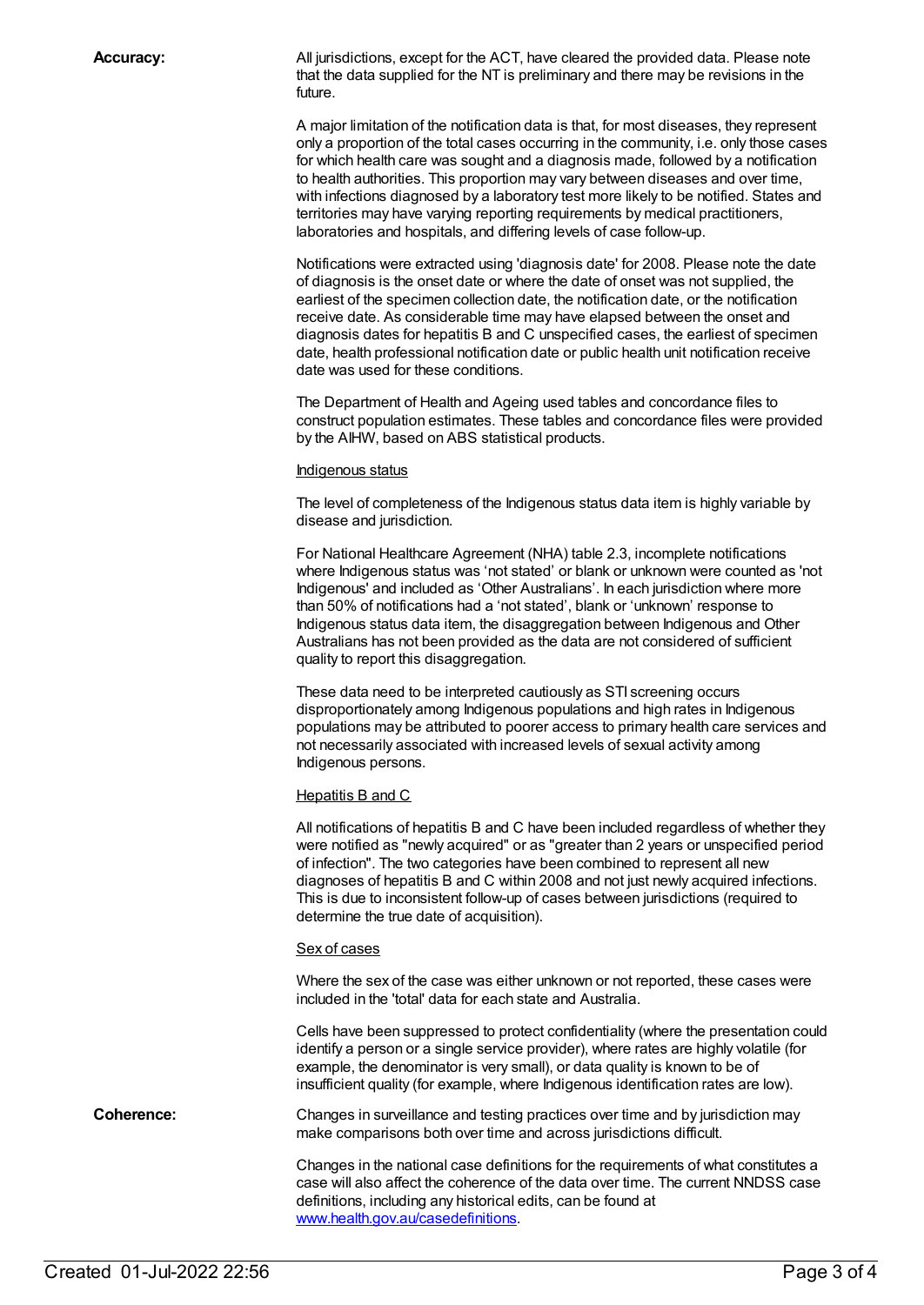**Accuracy:**

All jurisdictions, except for the ACT, have cleared the provided data. Please note that the data supplied for the NT is preliminary and there may be revisions in the future.

A major limitation of the notification data is that, for most diseases, they represent only a proportion of the total cases occurring in the community, i.e. only those cases for which health care was sought and a diagnosis made, followed by a notification to health authorities. This proportion may vary between diseases and over time, with infections diagnosed by a laboratory test more likely to be notified. States and territories may have varying reporting requirements by medical practitioners, laboratories and hospitals, and differing levels of case follow-up.

Notifications were extracted using 'diagnosis date' for 2008. Please note the date of diagnosis is the onset date or where the date of onset was not supplied, the earliest of the specimen collection date, the notification date, or the notification receive date. As considerable time may have elapsed between the onset and diagnosis dates for hepatitis B and C unspecified cases, the earliest of specimen date, health professional notification date or public health unit notification receive date was used for these conditions.

The Department of Health and Ageing used tables and concordance files to construct population estimates. These tables and concordance files were provided by the AIHW, based on ABS statistical products.

Indigenous status

The level of completeness of the Indigenous status data item is highly variable by disease and jurisdiction.

For National Healthcare Agreement (NHA) table 2.3, incomplete notifications where Indigenous status was 'not stated' or blank or unknown were counted as 'not Indigenous' and included as 'Other Australians'. In each jurisdiction where more than 50% of notifications had a 'not stated', blank or 'unknown' response to Indigenous status data item, the disaggregation between Indigenous and Other Australians has not been provided as the data are not considered of sufficient quality to report this disaggregation.

These data need to be interpreted cautiously as STI screening occurs disproportionately among Indigenous populations and high rates in Indigenous populations may be attributed to poorer access to primary health care services and not necessarily associated with increased levels of sexual activity among Indigenous persons.

Hepatitis B and C

All notifications of hepatitis B and C have been included regardless of whether they were notified as "newly acquired" or as "greater than 2 years or unspecified period of infection". The two categories have been combined to represent all new diagnoses of hepatitis B and C within 2008 and not just newly acquired infections. This is due to inconsistent follow-up of cases between jurisdictions (required to determine the true date of acquisition).

Sex of cases

Where the sex of the case was either unknown or not reported, these cases were included in the 'total' data for each state and Australia.

Cells have been suppressed to protect confidentiality (where the presentation could identify a person or a single service provider), where rates are highly volatile (for example, the denominator is very small), or data quality is known to be of insufficient quality (for example, where Indigenous identification rates are low).

**Coherence:**

Changes in surveillance and testing practices over time and by jurisdiction may make comparisons both over time and across jurisdictions difficult.

Changes in the national case definitions for the requirements of what constitutes a case will also affect the coherence of the data over time. The current NNDSS case definitions, including any historical edits, can be found at www.health.gov.au/casedefinitions.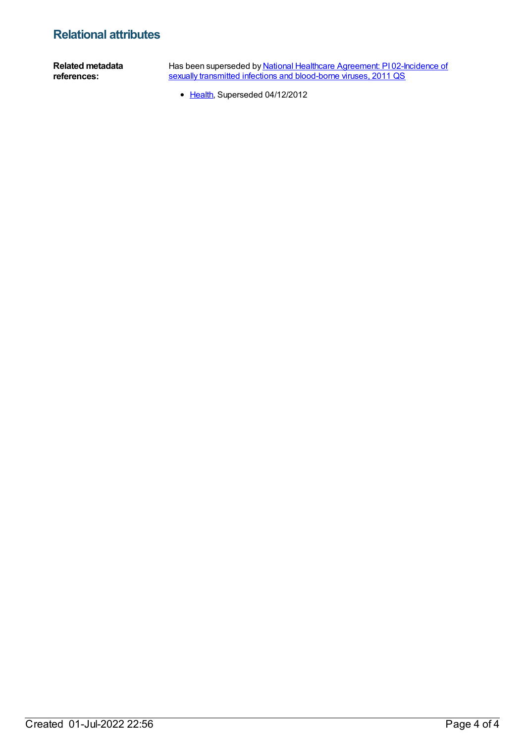## Relational attributes

**Related metadata references:**

Has been superseded by National Healthcare Agreement: PI 02-Incidence of sexually transmitted infections and blood-borne viruses, 2011 QS

- Health, Superseded 04/12/2012